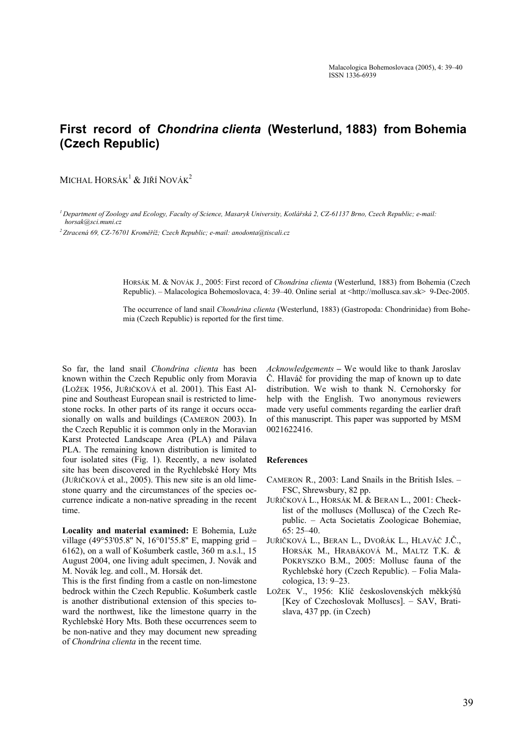# First record of *Chondrina clienta* (Westerlund, 1883) from Bohemia (Czech Republic)

MICHAL HORSÁK[1] & JIŘÍ NOVÁK[2]

[1] Department of Zoology and Ecology, Faculty of Science, Masaryk University, Kotlářská 2, CZ-61137 Brno, Czech Republic; e-mail: horsak@sci.muni.cz

[2] Ztracená 69, CZ-76701 Kroměříž; Czech Republic; e-mail: anodonta@tiscali.cz

HORSÁK M. & NOVÁK J., 2005: First record of *Chondrina clienta* (Westerlund, 1883) from Bohemia (Czech Republic). – Malacologica Bohemoslovaca, 4: 39–40. Online serial at <http://mollusca.sav.sk> 9-Dec-2005.

The occurrence of land snail *Chondrina clienta* (Westerlund, 1883) (Gastropoda: Chondrinidae) from Bohemia (Czech Republic) is reported for the first time.

So far, the land snail *Chondrina clienta* has been known within the Czech Republic only from Moravia (LOŽEK 1956, JUŘIČKOVÁ et al. 2001). This East Alpine and Southeast European snail is restricted to limestone rocks. In other parts of its range it occurs occasionally on walls and buildings (CAMERON 2003). In the Czech Republic it is common only in the Moravian Karst Protected Landscape Area (PLA) and Pálava PLA. The remaining known distribution is limited to four isolated sites (Fig. 1). Recently, a new isolated site has been discovered in the Rychlebské Hory Mts (JUŘIČKOVÁ et al., 2005). This new site is an old limestone quarry and the circumstances of the species occurrence indicate a non-native spreading in the recent time.

**Locality and material examined:** E Bohemia, Luže village (49°53'05.8'' N, 16°01'55.8'' E, mapping grid – 6162), on a wall of Košumberk castle, 360 m a.s.l., 15 August 2004, one living adult specimen, J. Novák and M. Novák leg. and coll., M. Horsák det.

This is the first finding from a castle on non-limestone bedrock within the Czech Republic. Košumberk castle is another distributional extension of this species toward the northwest, like the limestone quarry in the Rychlebské Hory Mts. Both these occurrences seem to be non-native and they may document new spreading of *Chondrina clienta* in the recent time.

*Acknowledgements* – We would like to thank Jaroslav Č. Hlaváč for providing the map of known up to date distribution. We wish to thank N. Cernohorsky for help with the English. Two anonymous reviewers made very useful comments regarding the earlier draft of this manuscript. This paper was supported by MSM 0021622416.

## References

CAMERON R., 2003: Land Snails in the British Isles. – FSC, Shrewsbury, 82 pp.

JUŘIČKOVÁ L., HORSÁK M. & BERAN L., 2001: Check-list of the molluscs (Mollusca) of the Czech Republic. – Acta Societatis Zoologicae Bohemiae, 65: 25–40.

JUŘIČKOVÁ L., BERAN L., DVOŘÁK L., HLAVÁČ J.Č., HORSÁK M., HRABÁKOVÁ M., MALTZ T.K. & POKRYSZKO B.M., 2005: Mollusc fauna of the Rychlebské hory (Czech Republic). – Folia Malacologica, 13: 9–23.

LOŽEK V., 1956: Klíč československých měkkýšů [Key of Czechoslovak Molluscs]. – SAV, Bratislava, 437 pp. (in Czech)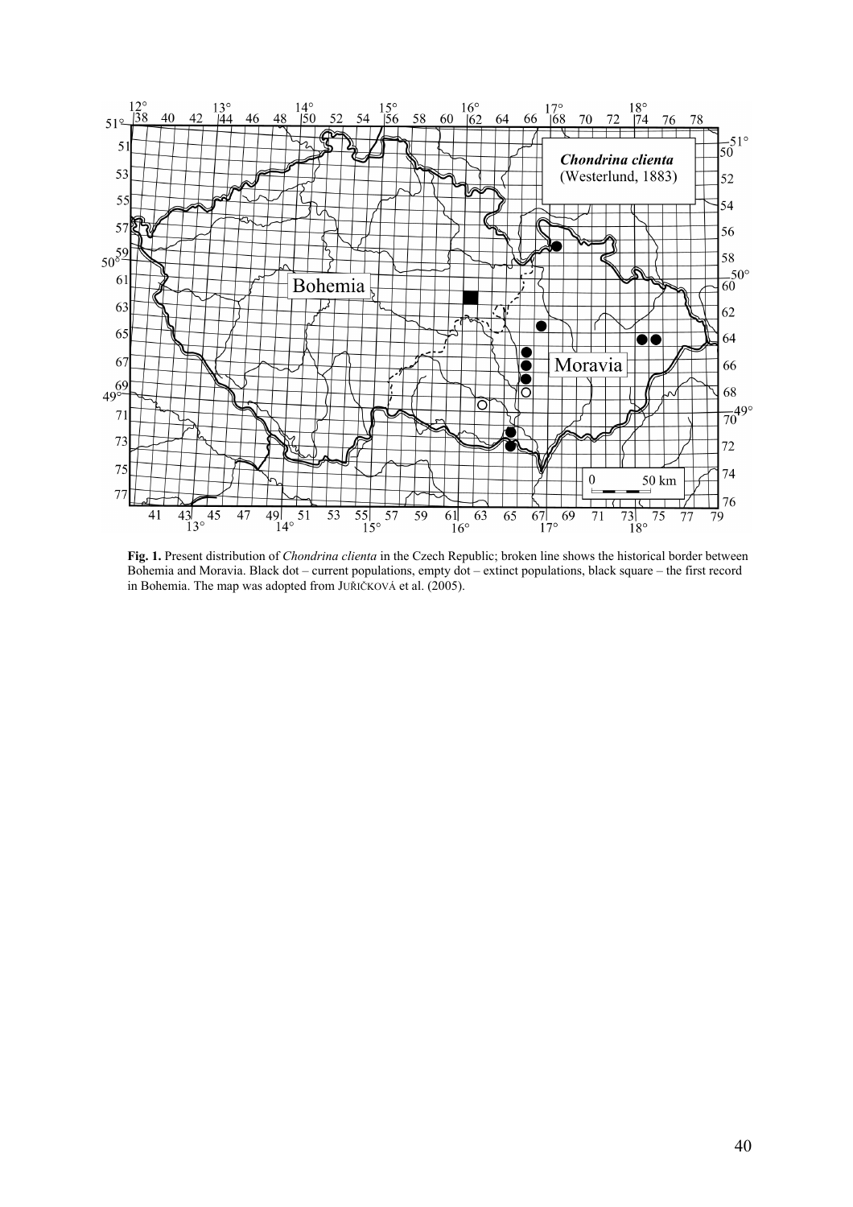*Chondrina clienta*
(Westerlund, 1883)

Bohemia

Moravia

0 50 km

12° 13° 14° 15° 16° 17° 18°

38 40 42 44 46 48 50 52 54 56 58 60 62 64 66 68 70 72 74 76 78

41 43 45 47 49 51 53 55 57 59 61 63 65 67 69 71 73 75 77 79

13° 14° 15° 16° 17° 18°

51° 50° 49°

51 53 55 57 59 61 63 65 67 69 71 73 75 77

50 52 54 56 58 60 62 64 66 68 70 72 74 76

51° 50° 49°

**Fig. 1.** Present distribution of *Chondrina clienta* in the Czech Republic; broken line shows the historical border between Bohemia and Moravia. Black dot – current populations, empty dot – extinct populations, black square – the first record in Bohemia. The map was adopted from JUŘIČKOVÁ et al. (2005).